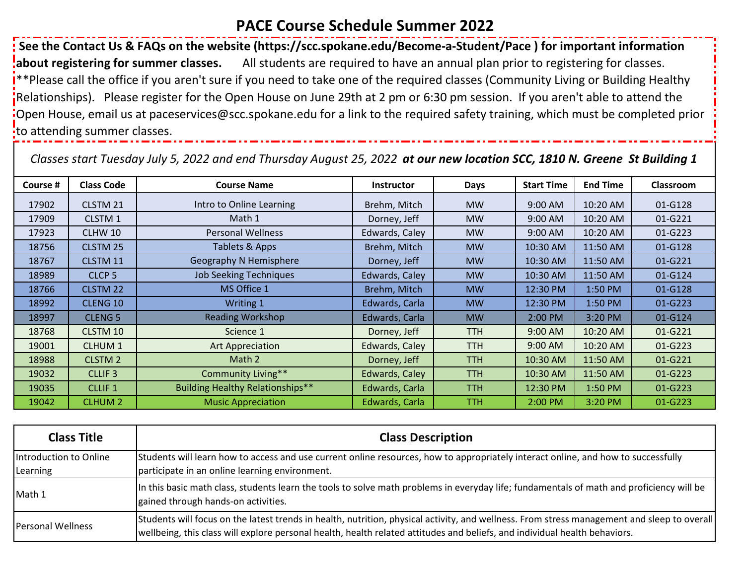# PACE Course Schedule Summer 2022

**See the Contact Us & FAQs on the website (https://scc.spokane.edu/Become-a-Student/Pace ) for important information about registering for summer classes.** All students are required to have an annual plan prior to registering for classes. **Please call the office if you aren't sure if you need to take one of the required classes (Community Living or Building Healthy Relationships). Please register for the Open House on June 29th at 2 pm or 6:30 pm session. If you aren't able to attend the Open House, email us at paceservices@scc.spokane.edu for a link to the required safety training, which must be completed prior to attending summer classes.

*Classes start Tuesday July 5, 2022 and end Thursday August 25, 2022* ***at our new location SCC, 1810 N. Greene St Building 1***

| Course # | Class Code | Course Name | Instructor | Days | Start Time | End Time | Classroom |
|---|---|---|---|---|---|---|---|
| 17902 | CLSTM 21 | Intro to Online Learning | Brehm, Mitch | MW | 9:00 AM | 10:20 AM | 01-G128 |
| 17909 | CLSTM 1 | Math 1 | Dorney, Jeff | MW | 9:00 AM | 10:20 AM | 01-G221 |
| 17923 | CLHW 10 | Personal Wellness | Edwards, Caley | MW | 9:00 AM | 10:20 AM | 01-G223 |
| 18756 | CLSTM 25 | Tablets & Apps | Brehm, Mitch | MW | 10:30 AM | 11:50 AM | 01-G128 |
| 18767 | CLSTM 11 | Geography N Hemisphere | Dorney, Jeff | MW | 10:30 AM | 11:50 AM | 01-G221 |
| 18989 | CLCP 5 | Job Seeking Techniques | Edwards, Caley | MW | 10:30 AM | 11:50 AM | 01-G124 |
| 18766 | CLSTM 22 | MS Office 1 | Brehm, Mitch | MW | 12:30 PM | 1:50 PM | 01-G128 |
| 18992 | CLENG 10 | Writing 1 | Edwards, Carla | MW | 12:30 PM | 1:50 PM | 01-G223 |
| 18997 | CLENG 5 | Reading Workshop | Edwards, Carla | MW | 2:00 PM | 3:20 PM | 01-G124 |
| 18768 | CLSTM 10 | Science 1 | Dorney, Jeff | TTH | 9:00 AM | 10:20 AM | 01-G221 |
| 19001 | CLHUM 1 | Art Appreciation | Edwards, Caley | TTH | 9:00 AM | 10:20 AM | 01-G223 |
| 18988 | CLSTM 2 | Math 2 | Dorney, Jeff | TTH | 10:30 AM | 11:50 AM | 01-G221 |
| 19032 | CLLIF 3 | Community Living** | Edwards, Caley | TTH | 10:30 AM | 11:50 AM | 01-G223 |
| 19035 | CLLIF 1 | Building Healthy Relationships** | Edwards, Carla | TTH | 12:30 PM | 1:50 PM | 01-G223 |
| 19042 | CLHUM 2 | Music Appreciation | Edwards, Carla | TTH | 2:00 PM | 3:20 PM | 01-G223 |

| Class Title | Class Description |
|---|---|
| Introduction to Online Learning | Students will learn how to access and use current online resources, how to appropriately interact online, and how to successfully participate in an online learning environment. |
| Math 1 | In this basic math class, students learn the tools to solve math problems in everyday life; fundamentals of math and proficiency will be gained through hands-on activities. |
| Personal Wellness | Students will focus on the latest trends in health, nutrition, physical activity, and wellness. From stress management and sleep to overall wellbeing, this class will explore personal health, health related attitudes and beliefs, and individual health behaviors. |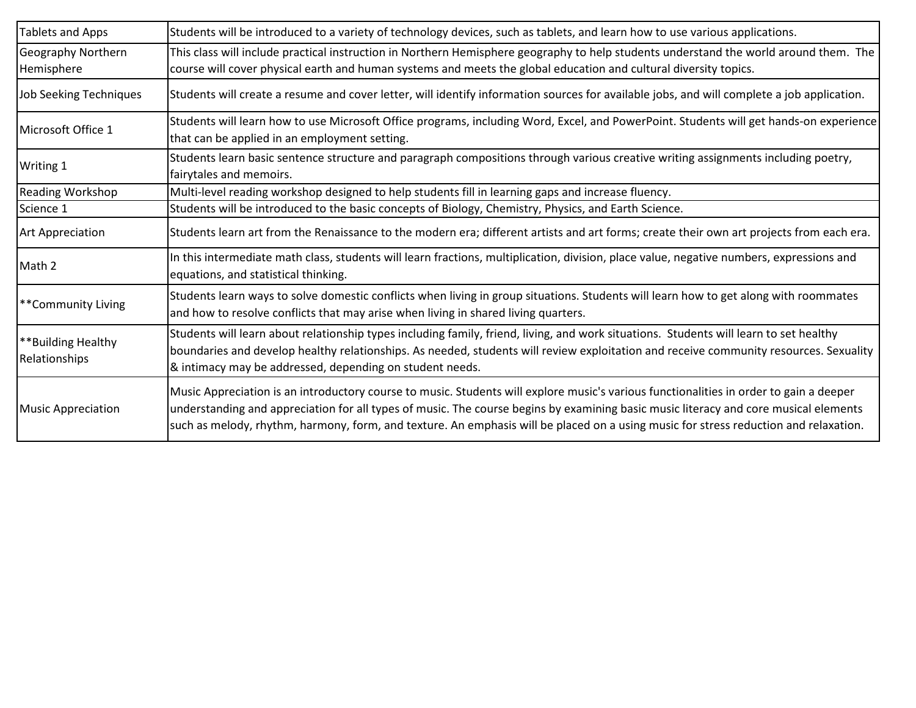| | |
|---|---|
| Tablets and Apps | Students will be introduced to a variety of technology devices, such as tablets, and learn how to use various applications. |
| Geography Northern Hemisphere | This class will include practical instruction in Northern Hemisphere geography to help students understand the world around them. The course will cover physical earth and human systems and meets the global education and cultural diversity topics. |
| Job Seeking Techniques | Students will create a resume and cover letter, will identify information sources for available jobs, and will complete a job application. |
| Microsoft Office 1 | Students will learn how to use Microsoft Office programs, including Word, Excel, and PowerPoint. Students will get hands-on experience that can be applied in an employment setting. |
| Writing 1 | Students learn basic sentence structure and paragraph compositions through various creative writing assignments including poetry, fairytales and memoirs. |
| Reading Workshop | Multi-level reading workshop designed to help students fill in learning gaps and increase fluency. |
| Science 1 | Students will be introduced to the basic concepts of Biology, Chemistry, Physics, and Earth Science. |
| Art Appreciation | Students learn art from the Renaissance to the modern era; different artists and art forms; create their own art projects from each era. |
| Math 2 | In this intermediate math class, students will learn fractions, multiplication, division, place value, negative numbers, expressions and equations, and statistical thinking. |
| **Community Living | Students learn ways to solve domestic conflicts when living in group situations. Students will learn how to get along with roommates and how to resolve conflicts that may arise when living in shared living quarters. |
| **Building Healthy Relationships | Students will learn about relationship types including family, friend, living, and work situations. Students will learn to set healthy boundaries and develop healthy relationships. As needed, students will review exploitation and receive community resources. Sexuality & intimacy may be addressed, depending on student needs. |
| Music Appreciation | Music Appreciation is an introductory course to music. Students will explore music's various functionalities in order to gain a deeper understanding and appreciation for all types of music. The course begins by examining basic music literacy and core musical elements such as melody, rhythm, harmony, form, and texture. An emphasis will be placed on a using music for stress reduction and relaxation. |